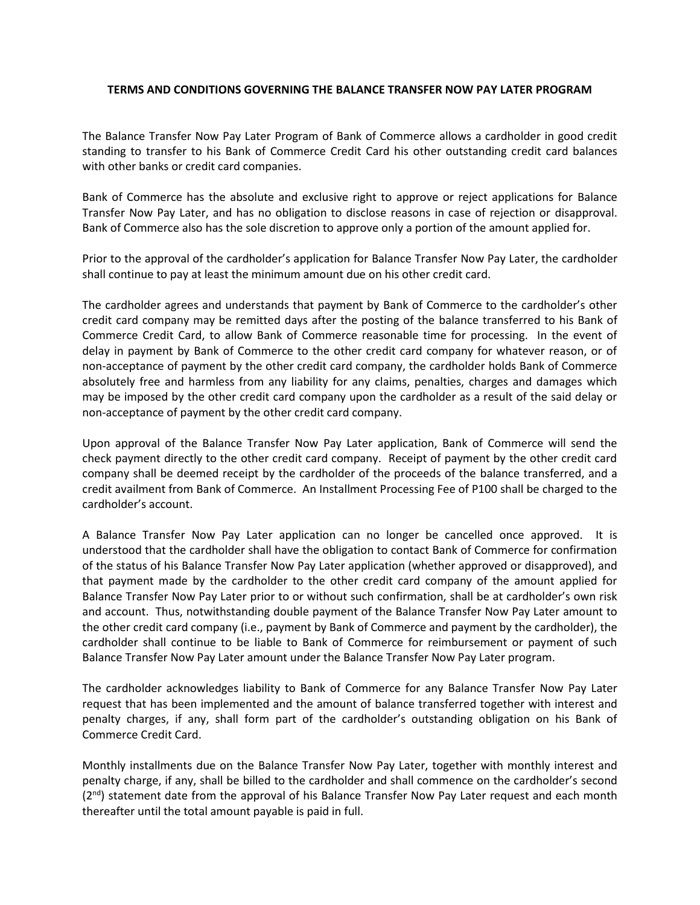# TERMS AND CONDITIONS GOVERNING THE BALANCE TRANSFER NOW PAY LATER PROGRAM

The Balance Transfer Now Pay Later Program of Bank of Commerce allows a cardholder in good credit standing to transfer to his Bank of Commerce Credit Card his other outstanding credit card balances with other banks or credit card companies.

Bank of Commerce has the absolute and exclusive right to approve or reject applications for Balance Transfer Now Pay Later, and has no obligation to disclose reasons in case of rejection or disapproval. Bank of Commerce also has the sole discretion to approve only a portion of the amount applied for.

Prior to the approval of the cardholder's application for Balance Transfer Now Pay Later, the cardholder shall continue to pay at least the minimum amount due on his other credit card.

The cardholder agrees and understands that payment by Bank of Commerce to the cardholder's other credit card company may be remitted days after the posting of the balance transferred to his Bank of Commerce Credit Card, to allow Bank of Commerce reasonable time for processing. In the event of delay in payment by Bank of Commerce to the other credit card company for whatever reason, or of non-acceptance of payment by the other credit card company, the cardholder holds Bank of Commerce absolutely free and harmless from any liability for any claims, penalties, charges and damages which may be imposed by the other credit card company upon the cardholder as a result of the said delay or non-acceptance of payment by the other credit card company.

Upon approval of the Balance Transfer Now Pay Later application, Bank of Commerce will send the check payment directly to the other credit card company. Receipt of payment by the other credit card company shall be deemed receipt by the cardholder of the proceeds of the balance transferred, and a credit availment from Bank of Commerce. An Installment Processing Fee of P100 shall be charged to the cardholder's account.

A Balance Transfer Now Pay Later application can no longer be cancelled once approved. It is understood that the cardholder shall have the obligation to contact Bank of Commerce for confirmation of the status of his Balance Transfer Now Pay Later application (whether approved or disapproved), and that payment made by the cardholder to the other credit card company of the amount applied for Balance Transfer Now Pay Later prior to or without such confirmation, shall be at cardholder's own risk and account. Thus, notwithstanding double payment of the Balance Transfer Now Pay Later amount to the other credit card company (i.e., payment by Bank of Commerce and payment by the cardholder), the cardholder shall continue to be liable to Bank of Commerce for reimbursement or payment of such Balance Transfer Now Pay Later amount under the Balance Transfer Now Pay Later program.

The cardholder acknowledges liability to Bank of Commerce for any Balance Transfer Now Pay Later request that has been implemented and the amount of balance transferred together with interest and penalty charges, if any, shall form part of the cardholder's outstanding obligation on his Bank of Commerce Credit Card.

Monthly installments due on the Balance Transfer Now Pay Later, together with monthly interest and penalty charge, if any, shall be billed to the cardholder and shall commence on the cardholder's second (2nd) statement date from the approval of his Balance Transfer Now Pay Later request and each month thereafter until the total amount payable is paid in full.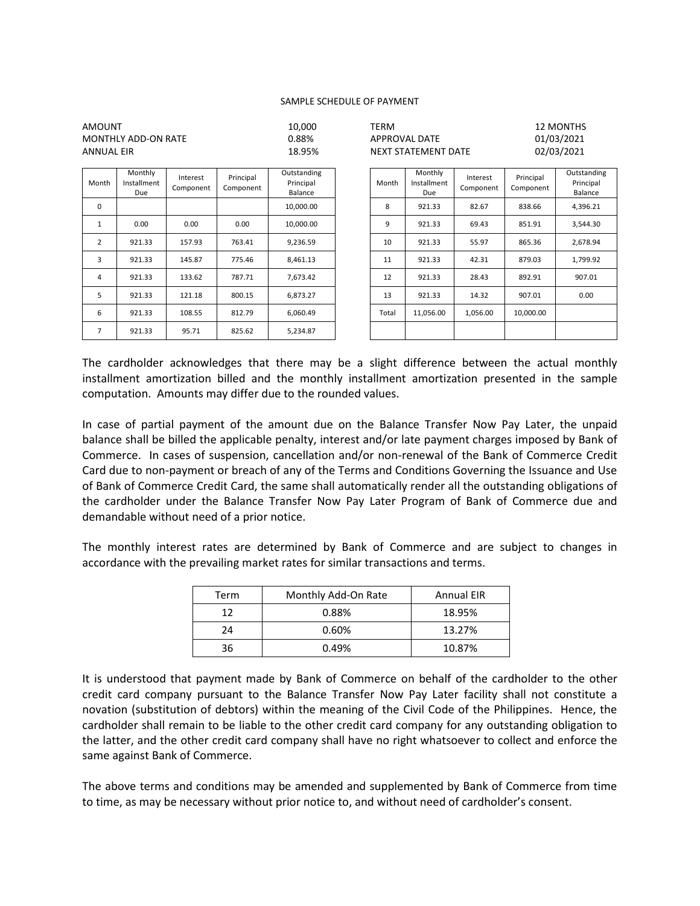SAMPLE SCHEDULE OF PAYMENT

| | | | |
|---|---|---|---|
| AMOUNT | 10,000 | TERM | 12 MONTHS |
| MONTHLY ADD-ON RATE | 0.88% | APPROVAL DATE | 01/03/2021 |
| ANNUAL EIR | 18.95% | NEXT STATEMENT DATE | 02/03/2021 |

| Month | Monthly Installment Due | Interest Component | Principal Component | Outstanding Principal Balance |
|---|---|---|---|---|
| 0 | | | | 10,000.00 |
| 1 | 0.00 | 0.00 | 0.00 | 10,000.00 |
| 2 | 921.33 | 157.93 | 763.41 | 9,236.59 |
| 3 | 921.33 | 145.87 | 775.46 | 8,461.13 |
| 4 | 921.33 | 133.62 | 787.71 | 7,673.42 |
| 5 | 921.33 | 121.18 | 800.15 | 6,873.27 |
| 6 | 921.33 | 108.55 | 812.79 | 6,060.49 |
| 7 | 921.33 | 95.71 | 825.62 | 5,234.87 |
| 8 | 921.33 | 82.67 | 838.66 | 4,396.21 |
| 9 | 921.33 | 69.43 | 851.91 | 3,544.30 |
| 10 | 921.33 | 55.97 | 865.36 | 2,678.94 |
| 11 | 921.33 | 42.31 | 879.03 | 1,799.92 |
| 12 | 921.33 | 28.43 | 892.91 | 907.01 |
| 13 | 921.33 | 14.32 | 907.01 | 0.00 |
| Total | 11,056.00 | 1,056.00 | 10,000.00 | |

The cardholder acknowledges that there may be a slight difference between the actual monthly installment amortization billed and the monthly installment amortization presented in the sample computation. Amounts may differ due to the rounded values.

In case of partial payment of the amount due on the Balance Transfer Now Pay Later, the unpaid balance shall be billed the applicable penalty, interest and/or late payment charges imposed by Bank of Commerce. In cases of suspension, cancellation and/or non-renewal of the Bank of Commerce Credit Card due to non-payment or breach of any of the Terms and Conditions Governing the Issuance and Use of Bank of Commerce Credit Card, the same shall automatically render all the outstanding obligations of the cardholder under the Balance Transfer Now Pay Later Program of Bank of Commerce due and demandable without need of a prior notice.

The monthly interest rates are determined by Bank of Commerce and are subject to changes in accordance with the prevailing market rates for similar transactions and terms.

| Term | Monthly Add-On Rate | Annual EIR |
|---|---|---|
| 12 | 0.88% | 18.95% |
| 24 | 0.60% | 13.27% |
| 36 | 0.49% | 10.87% |

It is understood that payment made by Bank of Commerce on behalf of the cardholder to the other credit card company pursuant to the Balance Transfer Now Pay Later facility shall not constitute a novation (substitution of debtors) within the meaning of the Civil Code of the Philippines. Hence, the cardholder shall remain to be liable to the other credit card company for any outstanding obligation to the latter, and the other credit card company shall have no right whatsoever to collect and enforce the same against Bank of Commerce.

The above terms and conditions may be amended and supplemented by Bank of Commerce from time to time, as may be necessary without prior notice to, and without need of cardholder's consent.